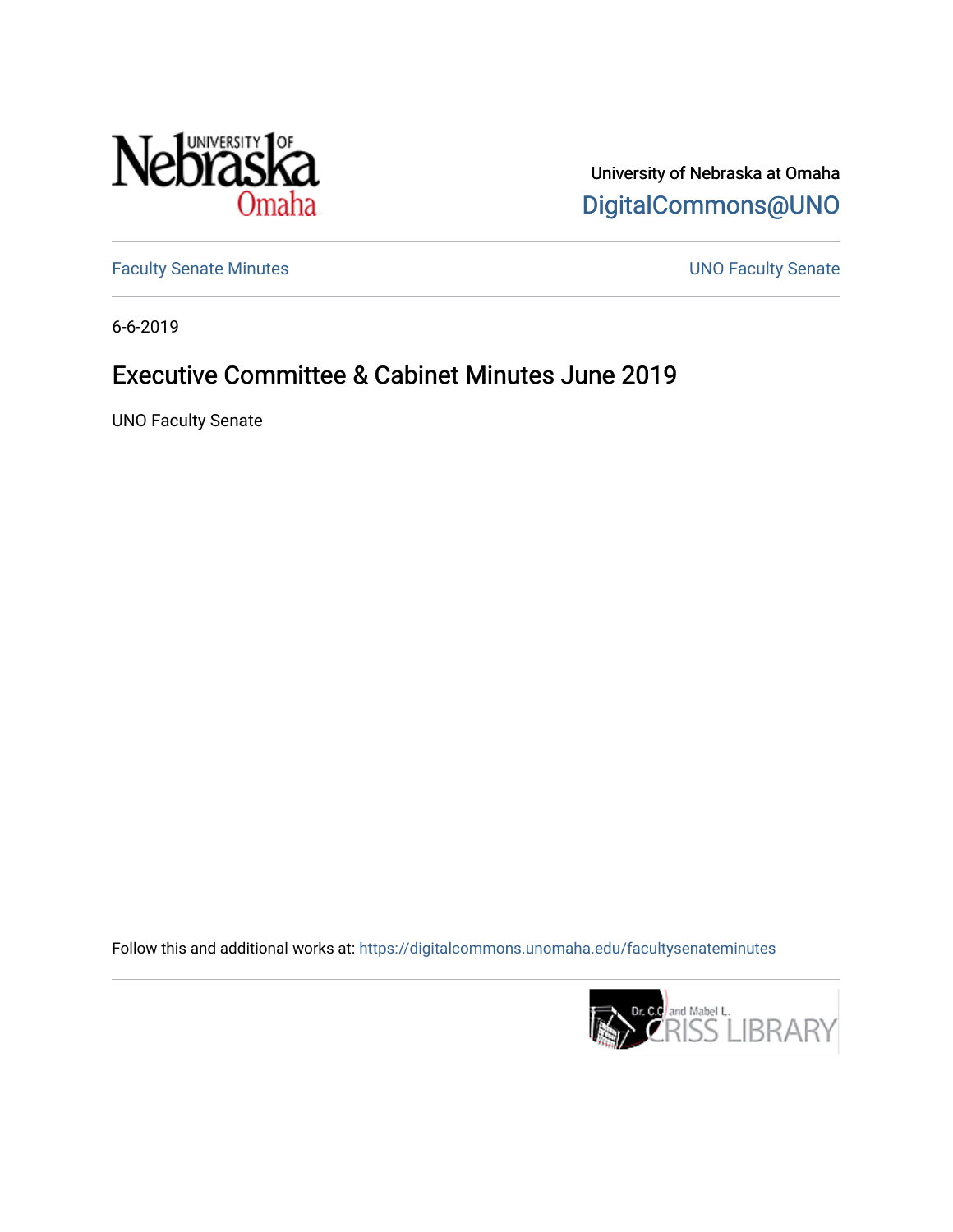University of Nebraska at Omaha

DigitalCommons@UNO

Faculty Senate Minutes

UNO Faculty Senate

6-6-2019

# Executive Committee & Cabinet Minutes June 2019

UNO Faculty Senate

Follow this and additional works at: https://digitalcommons.unomaha.edu/facultysenateminutes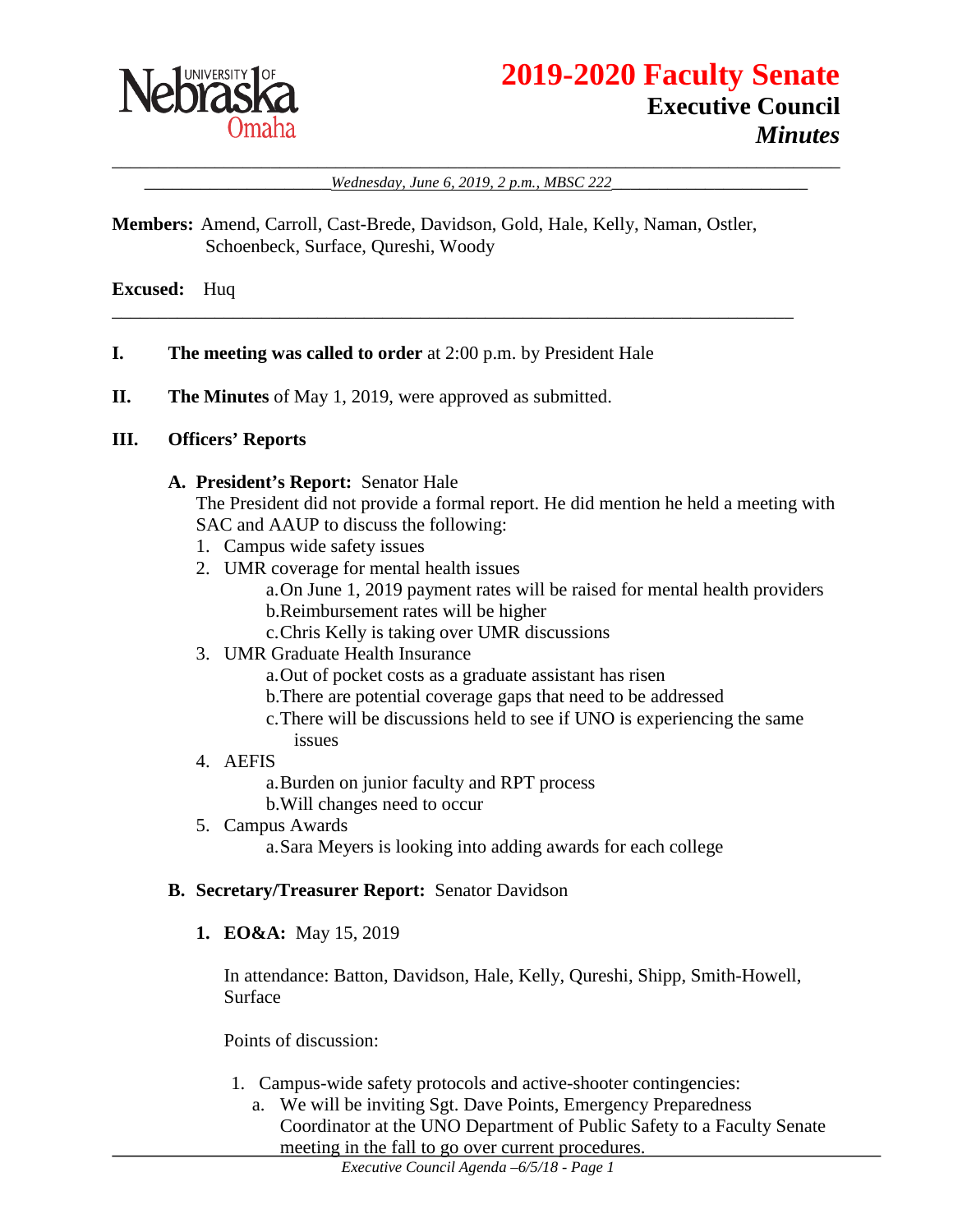# 2019-2020 Faculty Senate

## Executive Council

### *Minutes*

*Wednesday, June 6, 2019, 2 p.m., MBSC 222*

**Members:** Amend, Carroll, Cast-Brede, Davidson, Gold, Hale, Kelly, Naman, Ostler, Schoenbeck, Surface, Qureshi, Woody

**Excused:** Huq

---

**I. The meeting was called to order** at 2:00 p.m. by President Hale

**II. The Minutes** of May 1, 2019, were approved as submitted.

**III. Officers' Reports**

**A. President's Report:** Senator Hale

The President did not provide a formal report. He did mention he held a meeting with SAC and AAUP to discuss the following:

1. Campus wide safety issues
2. UMR coverage for mental health issues
   a. On June 1, 2019 payment rates will be raised for mental health providers
   b. Reimbursement rates will be higher
   c. Chris Kelly is taking over UMR discussions
3. UMR Graduate Health Insurance
   a. Out of pocket costs as a graduate assistant has risen
   b. There are potential coverage gaps that need to be addressed
   c. There will be discussions held to see if UNO is experiencing the same issues
4. AEFIS
   a. Burden on junior faculty and RPT process
   b. Will changes need to occur
5. Campus Awards
   a. Sara Meyers is looking into adding awards for each college

**B. Secretary/Treasurer Report:** Senator Davidson

**1. EO&A:** May 15, 2019

In attendance: Batton, Davidson, Hale, Kelly, Qureshi, Shipp, Smith-Howell, Surface

Points of discussion:

1. Campus-wide safety protocols and active-shooter contingencies:
   a. We will be inviting Sgt. Dave Points, Emergency Preparedness Coordinator at the UNO Department of Public Safety to a Faculty Senate meeting in the fall to go over current procedures.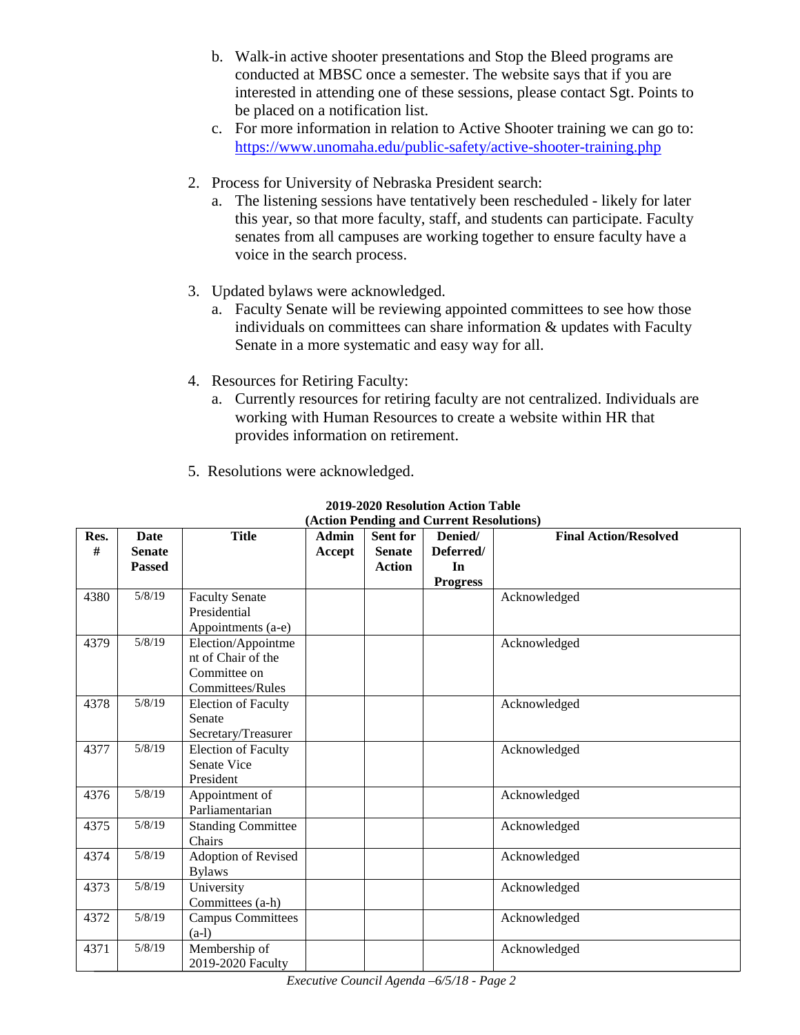b. Walk-in active shooter presentations and Stop the Bleed programs are conducted at MBSC once a semester. The website says that if you are interested in attending one of these sessions, please contact Sgt. Points to be placed on a notification list.

c. For more information in relation to Active Shooter training we can go to: https://www.unomaha.edu/public-safety/active-shooter-training.php

2. Process for University of Nebraska President search:
   a. The listening sessions have tentatively been rescheduled - likely for later this year, so that more faculty, staff, and students can participate. Faculty senates from all campuses are working together to ensure faculty have a voice in the search process.

3. Updated bylaws were acknowledged.
   a. Faculty Senate will be reviewing appointed committees to see how those individuals on committees can share information & updates with Faculty Senate in a more systematic and easy way for all.

4. Resources for Retiring Faculty:
   a. Currently resources for retiring faculty are not centralized. Individuals are working with Human Resources to create a website within HR that provides information on retirement.

5. Resolutions were acknowledged.

**2019-2020 Resolution Action Table**
**(Action Pending and Current Resolutions)**

| Res. # | Date Senate Passed | Title | Admin Accept | Sent for Senate Action | Denied/ Deferred/ In Progress | Final Action/Resolved |
|---|---|---|---|---|---|---|
| 4380 | 5/8/19 | Faculty Senate Presidential Appointments (a-e) | | | | Acknowledged |
| 4379 | 5/8/19 | Election/Appointment of Chair of the Committee on Committees/Rules | | | | Acknowledged |
| 4378 | 5/8/19 | Election of Faculty Senate Secretary/Treasurer | | | | Acknowledged |
| 4377 | 5/8/19 | Election of Faculty Senate Vice President | | | | Acknowledged |
| 4376 | 5/8/19 | Appointment of Parliamentarian | | | | Acknowledged |
| 4375 | 5/8/19 | Standing Committee Chairs | | | | Acknowledged |
| 4374 | 5/8/19 | Adoption of Revised Bylaws | | | | Acknowledged |
| 4373 | 5/8/19 | University Committees (a-h) | | | | Acknowledged |
| 4372 | 5/8/19 | Campus Committees (a-l) | | | | Acknowledged |
| 4371 | 5/8/19 | Membership of 2019-2020 Faculty | | | | Acknowledged |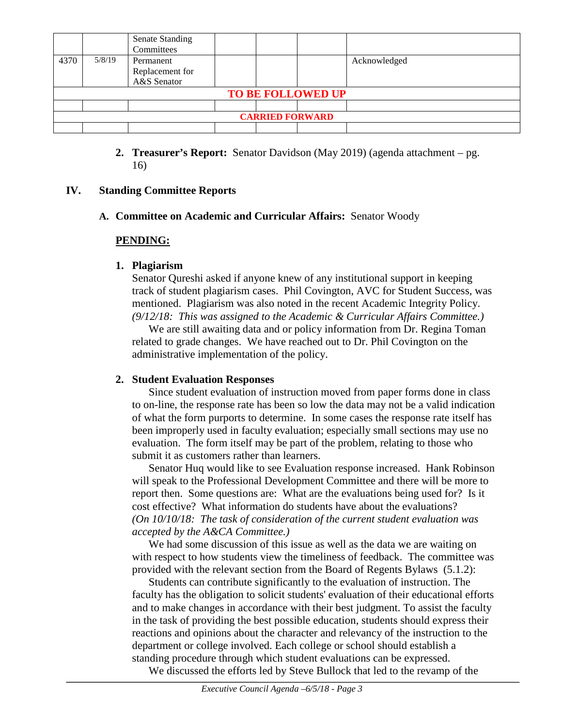| | | Senate Standing Committees | | | | |
|---|---|---|---|---|---|---|
| 4370 | 5/8/19 | Permanent Replacement for A&S Senator | | | | Acknowledged |
| **TO BE FOLLOWED UP** | | | | | | |
| | | | | | | |
| **CARRIED FORWARD** | | | | | | |
| | | | | | | |

2. **Treasurer's Report:** Senator Davidson (May 2019) (agenda attachment – pg. 16)

## IV. Standing Committee Reports

### A. Committee on Academic and Curricular Affairs: Senator Woody

**PENDING:**

1. **Plagiarism**

Senator Qureshi asked if anyone knew of any institutional support in keeping track of student plagiarism cases. Phil Covington, AVC for Student Success, was mentioned. Plagiarism was also noted in the recent Academic Integrity Policy. *(9/12/18: This was assigned to the Academic & Curricular Affairs Committee.)*

We are still awaiting data and or policy information from Dr. Regina Toman related to grade changes. We have reached out to Dr. Phil Covington on the administrative implementation of the policy.

2. **Student Evaluation Responses**

Since student evaluation of instruction moved from paper forms done in class to on-line, the response rate has been so low the data may not be a valid indication of what the form purports to determine. In some cases the response rate itself has been improperly used in faculty evaluation; especially small sections may use no evaluation. The form itself may be part of the problem, relating to those who submit it as customers rather than learners.

Senator Huq would like to see Evaluation response increased. Hank Robinson will speak to the Professional Development Committee and there will be more to report then. Some questions are: What are the evaluations being used for? Is it cost effective? What information do students have about the evaluations? *(On 10/10/18: The task of consideration of the current student evaluation was accepted by the A&CA Committee.)*

We had some discussion of this issue as well as the data we are waiting on with respect to how students view the timeliness of feedback. The committee was provided with the relevant section from the Board of Regents Bylaws (5.1.2):

Students can contribute significantly to the evaluation of instruction. The faculty has the obligation to solicit students' evaluation of their educational efforts and to make changes in accordance with their best judgment. To assist the faculty in the task of providing the best possible education, students should express their reactions and opinions about the character and relevancy of the instruction to the department or college involved. Each college or school should establish a standing procedure through which student evaluations can be expressed.

We discussed the efforts led by Steve Bullock that led to the revamp of the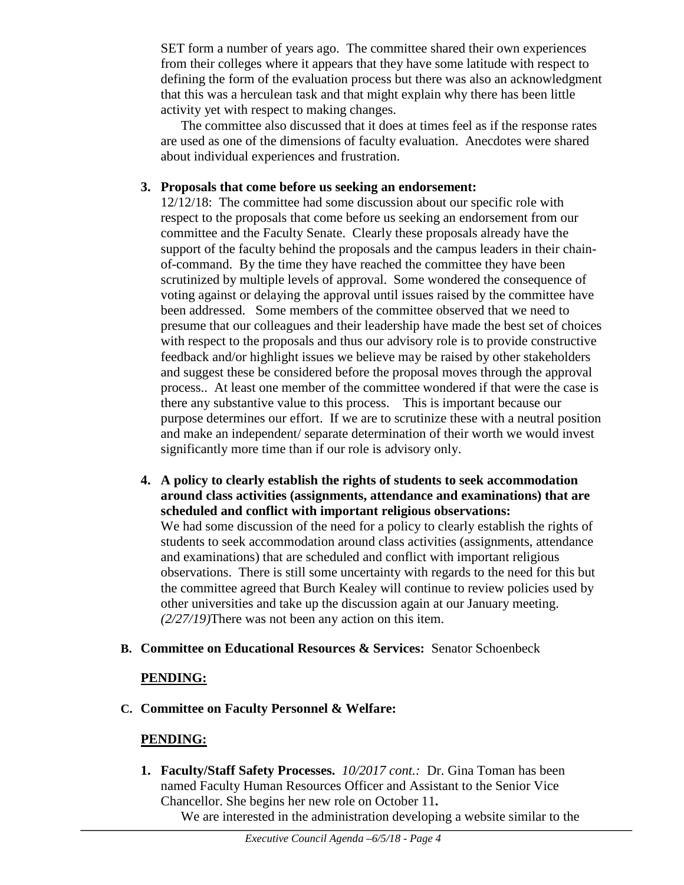SET form a number of years ago. The committee shared their own experiences from their colleges where it appears that they have some latitude with respect to defining the form of the evaluation process but there was also an acknowledgment that this was a herculean task and that might explain why there has been little activity yet with respect to making changes.

The committee also discussed that it does at times feel as if the response rates are used as one of the dimensions of faculty evaluation. Anecdotes were shared about individual experiences and frustration.

3. **Proposals that come before us seeking an endorsement:**
   12/12/18: The committee had some discussion about our specific role with respect to the proposals that come before us seeking an endorsement from our committee and the Faculty Senate. Clearly these proposals already have the support of the faculty behind the proposals and the campus leaders in their chain-of-command. By the time they have reached the committee they have been scrutinized by multiple levels of approval. Some wondered the consequence of voting against or delaying the approval until issues raised by the committee have been addressed. Some members of the committee observed that we need to presume that our colleagues and their leadership have made the best set of choices with respect to the proposals and thus our advisory role is to provide constructive feedback and/or highlight issues we believe may be raised by other stakeholders and suggest these be considered before the proposal moves through the approval process.. At least one member of the committee wondered if that were the case is there any substantive value to this process. This is important because our purpose determines our effort. If we are to scrutinize these with a neutral position and make an independent/ separate determination of their worth we would invest significantly more time than if our role is advisory only.

4. **A policy to clearly establish the rights of students to seek accommodation around class activities (assignments, attendance and examinations) that are scheduled and conflict with important religious observations:**
   We had some discussion of the need for a policy to clearly establish the rights of students to seek accommodation around class activities (assignments, attendance and examinations) that are scheduled and conflict with important religious observations. There is still some uncertainty with regards to the need for this but the committee agreed that Burch Kealey will continue to review policies used by other universities and take up the discussion again at our January meeting. *(2/27/19)*There was not been any action on this item.

**B. Committee on Educational Resources & Services:** Senator Schoenbeck

**PENDING:**

**C. Committee on Faculty Personnel & Welfare:**

**PENDING:**

1. **Faculty/Staff Safety Processes.** *10/2017 cont.:* Dr. Gina Toman has been named Faculty Human Resources Officer and Assistant to the Senior Vice Chancellor. She begins her new role on October 11**.**
   We are interested in the administration developing a website similar to the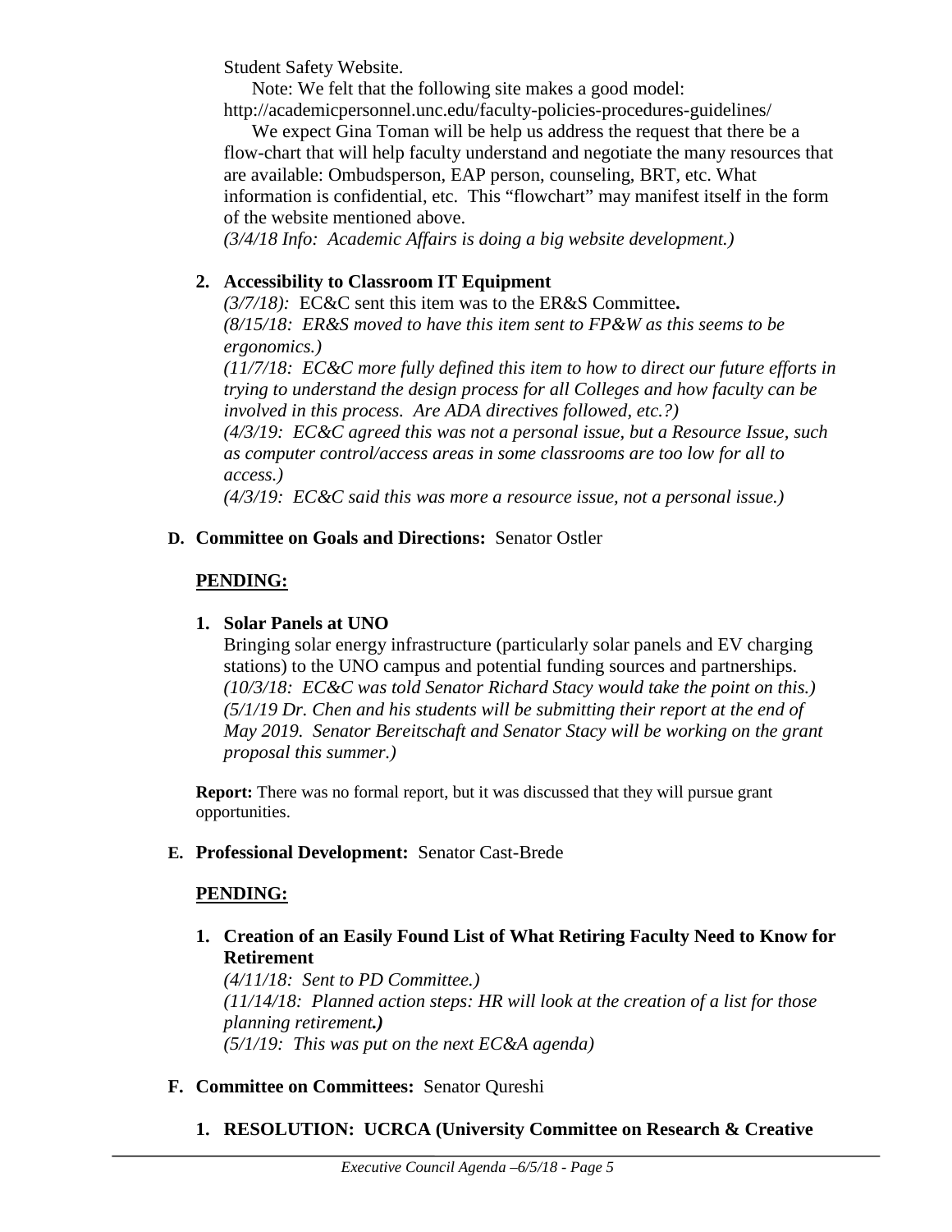Student Safety Website.

Note: We felt that the following site makes a good model: http://academicpersonnel.unc.edu/faculty-policies-procedures-guidelines/

We expect Gina Toman will be help us address the request that there be a flow-chart that will help faculty understand and negotiate the many resources that are available: Ombudsperson, EAP person, counseling, BRT, etc. What information is confidential, etc. This "flowchart" may manifest itself in the form of the website mentioned above.

*(3/4/18 Info: Academic Affairs is doing a big website development.)*

**2. Accessibility to Classroom IT Equipment**

*(3/7/18):* EC&C sent this item was to the ER&S Committee**.**

*(8/15/18: ER&S moved to have this item sent to FP&W as this seems to be ergonomics.)*

*(11/7/18: EC&C more fully defined this item to how to direct our future efforts in trying to understand the design process for all Colleges and how faculty can be involved in this process. Are ADA directives followed, etc.?)*

*(4/3/19: EC&C agreed this was not a personal issue, but a Resource Issue, such as computer control/access areas in some classrooms are too low for all to access.)*

*(4/3/19: EC&C said this was more a resource issue, not a personal issue.)*

**D. Committee on Goals and Directions:** Senator Ostler

**PENDING:**

**1. Solar Panels at UNO**

Bringing solar energy infrastructure (particularly solar panels and EV charging stations) to the UNO campus and potential funding sources and partnerships.

*(10/3/18: EC&C was told Senator Richard Stacy would take the point on this.)*

*(5/1/19 Dr. Chen and his students will be submitting their report at the end of May 2019. Senator Bereitschaft and Senator Stacy will be working on the grant proposal this summer.)*

**Report:** There was no formal report, but it was discussed that they will pursue grant opportunities.

**E. Professional Development:** Senator Cast-Brede

**PENDING:**

**1. Creation of an Easily Found List of What Retiring Faculty Need to Know for Retirement**

*(4/11/18: Sent to PD Committee.)*

*(11/14/18: Planned action steps: HR will look at the creation of a list for those planning retirement.)*

*(5/1/19: This was put on the next EC&A agenda)*

**F. Committee on Committees:** Senator Qureshi

**1. RESOLUTION: UCRCA (University Committee on Research & Creative**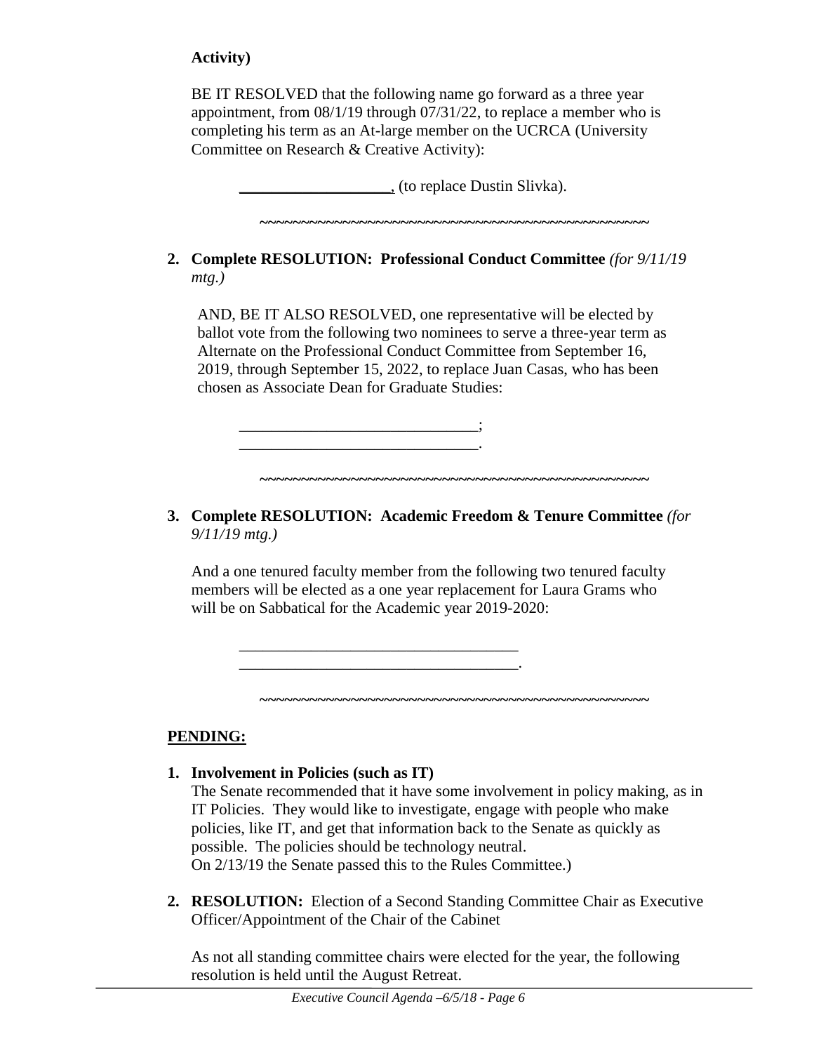**Activity)**

BE IT RESOLVED that the following name go forward as a three year appointment, from 08/1/19 through 07/31/22, to replace a member who is completing his term as an At-large member on the UCRCA (University Committee on Research & Creative Activity):

__________________, (to replace Dustin Slivka).

~~~~~~~~~~~~~~~~~~~~~~~~~~~~~~~~~~~~~~~~~~~~~~~~

**2. Complete RESOLUTION: Professional Conduct Committee** *(for 9/11/19 mtg.)*

AND, BE IT ALSO RESOLVED, one representative will be elected by ballot vote from the following two nominees to serve a three-year term as Alternate on the Professional Conduct Committee from September 16, 2019, through September 15, 2022, to replace Juan Casas, who has been chosen as Associate Dean for Graduate Studies:

_____________________________;
_____________________________.

~~~~~~~~~~~~~~~~~~~~~~~~~~~~~~~~~~~~~~~~~~~~~~~~~

**3. Complete RESOLUTION: Academic Freedom & Tenure Committee** *(for 9/11/19 mtg.)*

And a one tenured faculty member from the following two tenured faculty members will be elected as a one year replacement for Laura Grams who will be on Sabbatical for the Academic year 2019-2020:

___________________________________
___________________________________.

~~~~~~~~~~~~~~~~~~~~~~~~~~~~~~~~~~~~~~~~~~~~~~~~~

**PENDING:**

**1. Involvement in Policies (such as IT)**
The Senate recommended that it have some involvement in policy making, as in IT Policies. They would like to investigate, engage with people who make policies, like IT, and get that information back to the Senate as quickly as possible. The policies should be technology neutral.
On 2/13/19 the Senate passed this to the Rules Committee.)

**2. RESOLUTION:** Election of a Second Standing Committee Chair as Executive Officer/Appointment of the Chair of the Cabinet

As not all standing committee chairs were elected for the year, the following resolution is held until the August Retreat.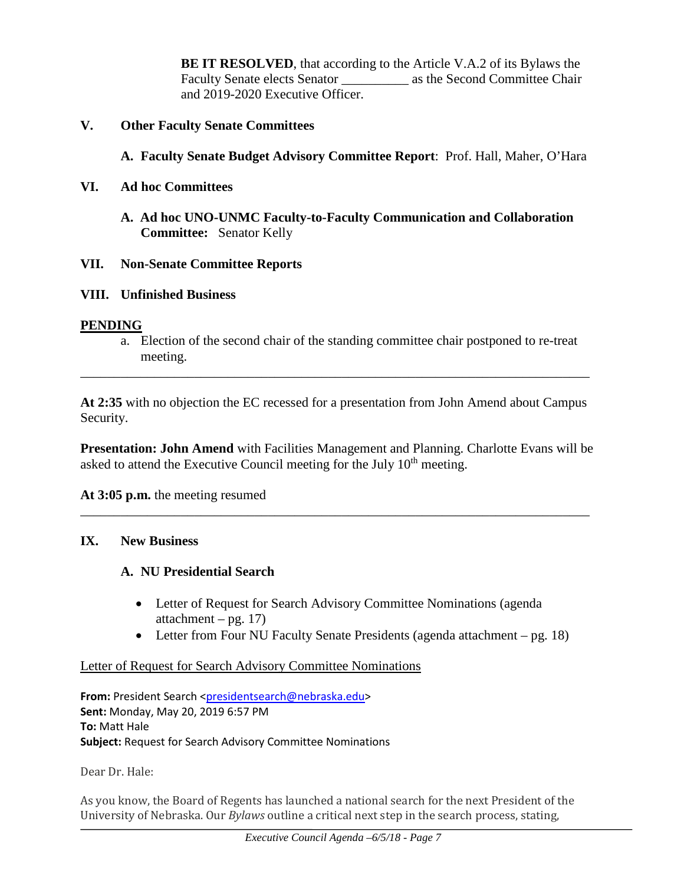**BE IT RESOLVED**, that according to the Article V.A.2 of its Bylaws the Faculty Senate elects Senator __________ as the Second Committee Chair and 2019-2020 Executive Officer.

## V. Other Faculty Senate Committees

### A. Faculty Senate Budget Advisory Committee Report: Prof. Hall, Maher, O'Hara

## VI. Ad hoc Committees

### A. Ad hoc UNO-UNMC Faculty-to-Faculty Communication and Collaboration Committee: Senator Kelly

## VII. Non-Senate Committee Reports

## VIII. Unfinished Business

**PENDING**

a. Election of the second chair of the standing committee chair postponed to re-treat meeting.

---

**At 2:35** with no objection the EC recessed for a presentation from John Amend about Campus Security.

**Presentation: John Amend** with Facilities Management and Planning. Charlotte Evans will be asked to attend the Executive Council meeting for the July 10th meeting.

**At 3:05 p.m.** the meeting resumed

---

## IX. New Business

### A. NU Presidential Search

- Letter of Request for Search Advisory Committee Nominations (agenda attachment – pg. 17)
- Letter from Four NU Faculty Senate Presidents (agenda attachment – pg. 18)

Letter of Request for Search Advisory Committee Nominations

**From:** President Search <presidentsearch@nebraska.edu>
**Sent:** Monday, May 20, 2019 6:57 PM
**To:** Matt Hale
**Subject:** Request for Search Advisory Committee Nominations

Dear Dr. Hale:

As you know, the Board of Regents has launched a national search for the next President of the University of Nebraska. Our *Bylaws* outline a critical next step in the search process, stating,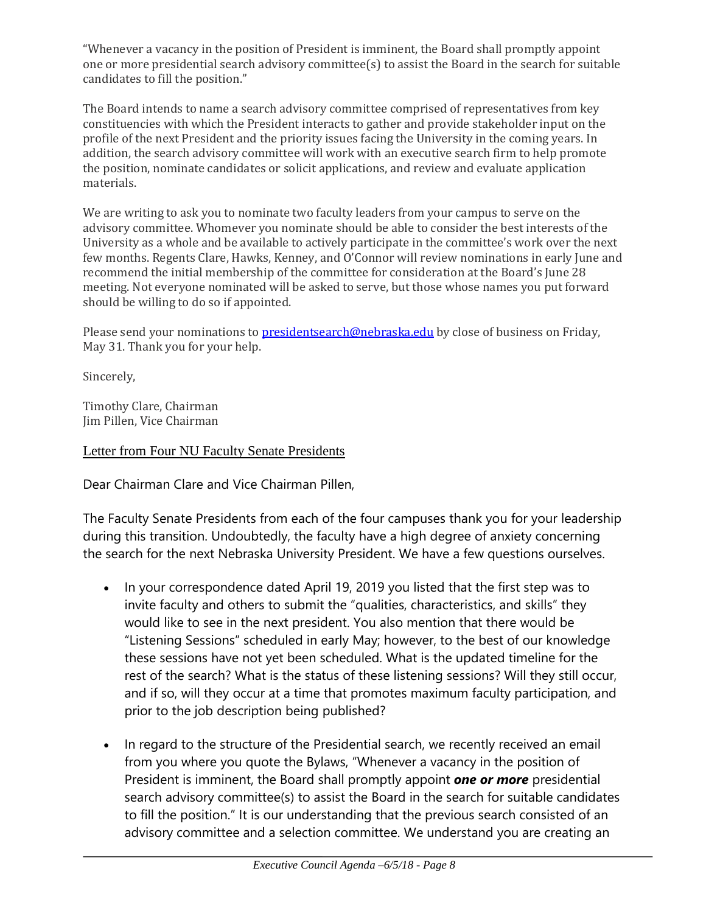"Whenever a vacancy in the position of President is imminent, the Board shall promptly appoint one or more presidential search advisory committee(s) to assist the Board in the search for suitable candidates to fill the position."

The Board intends to name a search advisory committee comprised of representatives from key constituencies with which the President interacts to gather and provide stakeholder input on the profile of the next President and the priority issues facing the University in the coming years. In addition, the search advisory committee will work with an executive search firm to help promote the position, nominate candidates or solicit applications, and review and evaluate application materials.

We are writing to ask you to nominate two faculty leaders from your campus to serve on the advisory committee. Whomever you nominate should be able to consider the best interests of the University as a whole and be available to actively participate in the committee's work over the next few months. Regents Clare, Hawks, Kenney, and O'Connor will review nominations in early June and recommend the initial membership of the committee for consideration at the Board's June 28 meeting. Not everyone nominated will be asked to serve, but those whose names you put forward should be willing to do so if appointed.

Please send your nominations to [presidentsearch@nebraska.edu](mailto:presidentsearch@nebraska.edu) by close of business on Friday, May 31. Thank you for your help.

Sincerely,

Timothy Clare, Chairman
Jim Pillen, Vice Chairman

Letter from Four NU Faculty Senate Presidents

Dear Chairman Clare and Vice Chairman Pillen,

The Faculty Senate Presidents from each of the four campuses thank you for your leadership during this transition. Undoubtedly, the faculty have a high degree of anxiety concerning the search for the next Nebraska University President. We have a few questions ourselves.

- In your correspondence dated April 19, 2019 you listed that the first step was to invite faculty and others to submit the "qualities, characteristics, and skills" they would like to see in the next president. You also mention that there would be "Listening Sessions" scheduled in early May; however, to the best of our knowledge these sessions have not yet been scheduled. What is the updated timeline for the rest of the search? What is the status of these listening sessions? Will they still occur, and if so, will they occur at a time that promotes maximum faculty participation, and prior to the job description being published?

- In regard to the structure of the Presidential search, we recently received an email from you where you quote the Bylaws, "Whenever a vacancy in the position of President is imminent, the Board shall promptly appoint ***one or more*** presidential search advisory committee(s) to assist the Board in the search for suitable candidates to fill the position." It is our understanding that the previous search consisted of an advisory committee and a selection committee. We understand you are creating an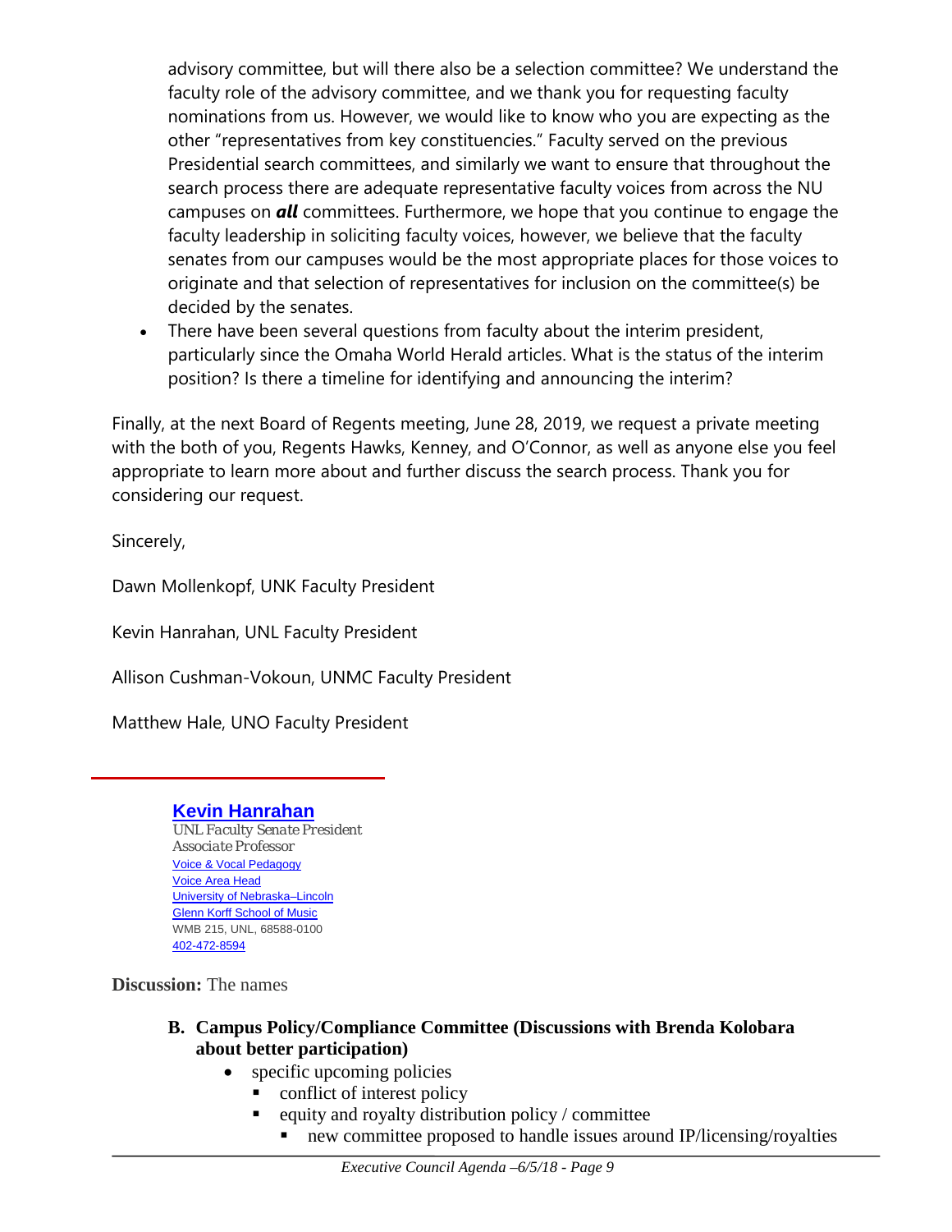advisory committee, but will there also be a selection committee? We understand the faculty role of the advisory committee, and we thank you for requesting faculty nominations from us. However, we would like to know who you are expecting as the other "representatives from key constituencies." Faculty served on the previous Presidential search committees, and similarly we want to ensure that throughout the search process there are adequate representative faculty voices from across the NU campuses on ***all*** committees. Furthermore, we hope that you continue to engage the faculty leadership in soliciting faculty voices, however, we believe that the faculty senates from our campuses would be the most appropriate places for those voices to originate and that selection of representatives for inclusion on the committee(s) be decided by the senates.

- There have been several questions from faculty about the interim president, particularly since the Omaha World Herald articles. What is the status of the interim position? Is there a timeline for identifying and announcing the interim?

Finally, at the next Board of Regents meeting, June 28, 2019, we request a private meeting with the both of you, Regents Hawks, Kenney, and O'Connor, as well as anyone else you feel appropriate to learn more about and further discuss the search process. Thank you for considering our request.

Sincerely,

Dawn Mollenkopf, UNK Faculty President

Kevin Hanrahan, UNL Faculty President

Allison Cushman-Vokoun, UNMC Faculty President

Matthew Hale, UNO Faculty President

---

**Kevin Hanrahan**
*UNL Faculty Senate President*
*Associate Professor*
Voice & Vocal Pedagogy
Voice Area Head
University of Nebraska–Lincoln
Glenn Korff School of Music
WMB 215, UNL, 68588-0100
402-472-8594

**Discussion:** The names

**B. Campus Policy/Compliance Committee (Discussions with Brenda Kolobara about better participation)**

- specific upcoming policies
  - conflict of interest policy
  - equity and royalty distribution policy / committee
    - new committee proposed to handle issues around IP/licensing/royalties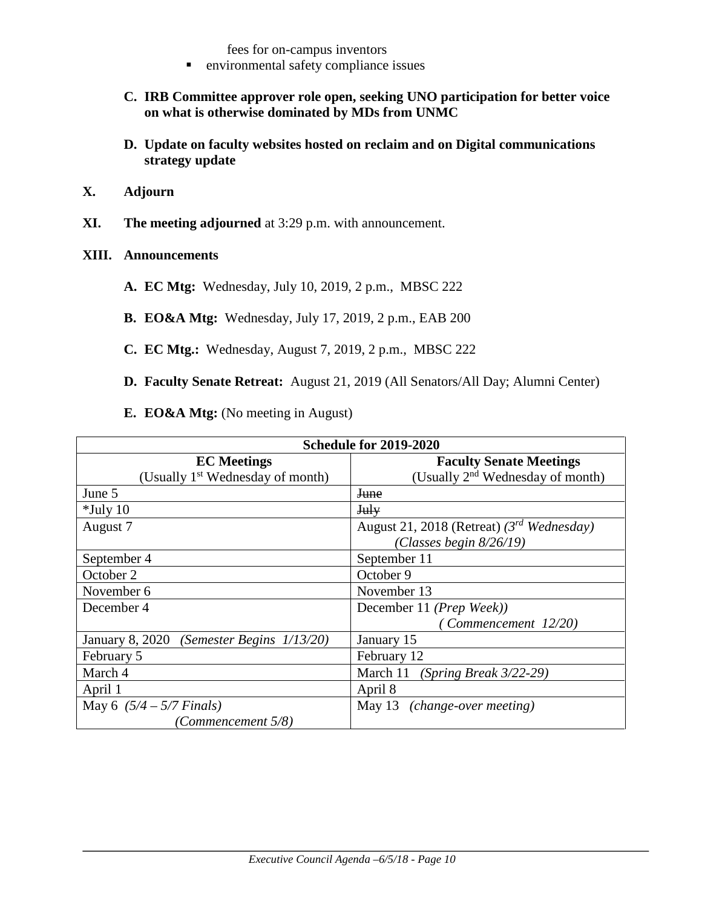fees for on-campus inventors

- environmental safety compliance issues

**C. IRB Committee approver role open, seeking UNO participation for better voice on what is otherwise dominated by MDs from UNMC**

**D. Update on faculty websites hosted on reclaim and on Digital communications strategy update**

**X. Adjourn**

**XI. The meeting adjourned** at 3:29 p.m. with announcement.

**XIII. Announcements**

**A. EC Mtg:** Wednesday, July 10, 2019, 2 p.m., MBSC 222

**B. EO&A Mtg:** Wednesday, July 17, 2019, 2 p.m., EAB 200

**C. EC Mtg.:** Wednesday, August 7, 2019, 2 p.m., MBSC 222

**D. Faculty Senate Retreat:** August 21, 2019 (All Senators/All Day; Alumni Center)

**E. EO&A Mtg:** (No meeting in August)

| **Schedule for 2019-2020** | |
|---|---|
| **EC Meetings** (Usually 1st Wednesday of month) | **Faculty Senate Meetings** (Usually 2nd Wednesday of month) |
| June 5 | ~~June~~ |
| *July 10 | ~~July~~ |
| August 7 | August 21, 2018 (Retreat) *(3rd Wednesday)* *(Classes begin 8/26/19)* |
| September 4 | September 11 |
| October 2 | October 9 |
| November 6 | November 13 |
| December 4 | December 11 *(Prep Week))* *( Commencement 12/20)* |
| January 8, 2020 *(Semester Begins 1/13/20)* | January 15 |
| February 5 | February 12 |
| March 4 | March 11 *(Spring Break 3/22-29)* |
| April 1 | April 8 |
| May 6 *(5/4 – 5/7 Finals)* *(Commencement 5/8)* | May 13 *(change-over meeting)* |